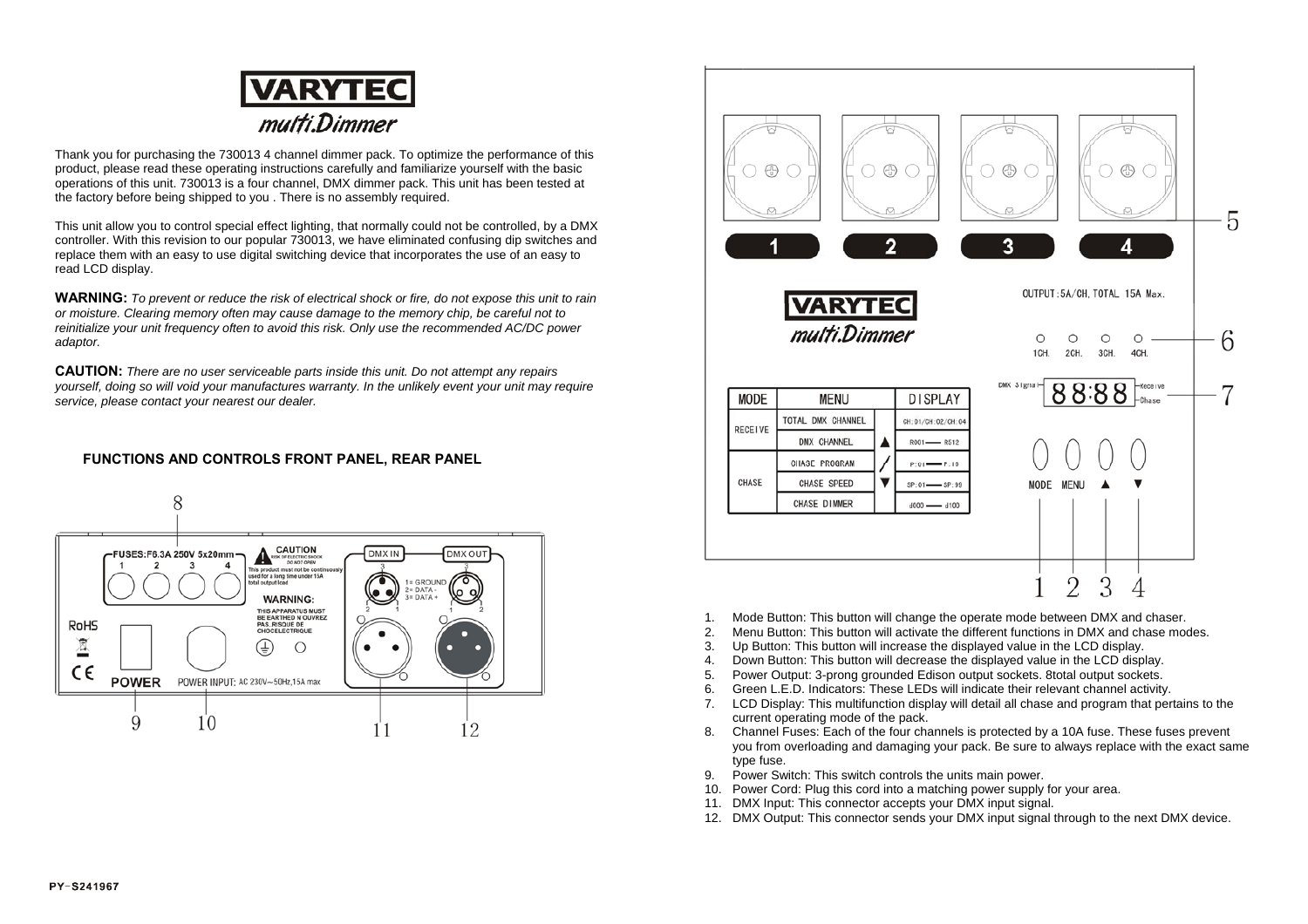# VARYTEC multi.Dimmer

Thank you for purchasing the 730013 4 channel dimmer pack. To optimize the performance of this product, please read these operating instructions carefully and familiarize yourself with the basic operations of this unit. 730013 is a four channel, DMX dimmer pack. This unit has been tested at the factory before being shipped to you . There is no assembly required.

This unit allow you to control special effect lighting, that normally could not be controlled, by a DMX controller. With this revision to our popular 730013, we have eliminated confusing dip switches and replace them with an easy to use digital switching device that incorporates the use of an easy to read LCD display.

**WARNING:** *To prevent or reduce the risk of electrical shock or fire, do not expose this unit to rain or moisture. Clearing memory often may cause damage to the memory chip, be careful not to reinitialize your unit frequency often to avoid this risk. Only use the recommended AC/DC power adaptor.*

**CAUTION:** *There are no user serviceable parts inside this unit. Do not attempt any repairs yourself, doing so will void your manufactures warranty. In the unlikely event your unit may require service, please contact your nearest our dealer.*

## FUNCTIONS AND CONTROLS FRONT PANEL, REAR PANEL

| MODE | MENU | | DISPLAY |
|---|---|---|---|
| RECEIVE | TOTAL DMX CHANNEL | | CH:01/CH:02/CH:04 |
| | DMX CHANNEL | ▲ | R001 —— R512 |
| CHASE | CHASE PROGRAM | / | P:01 —— P:19 |
| | CHASE SPEED | ▼ | SP:01 —— SP:99 |
| | CHASE DIMMER | | d000 —— d100 |

1. Mode Button: This button will change the operate mode between DMX and chaser.
2. Menu Button: This button will activate the different functions in DMX and chase modes.
3. Up Button: This button will increase the displayed value in the LCD display.
4. Down Button: This button will decrease the displayed value in the LCD display.
5. Power Output: 3-prong grounded Edison output sockets. 8total output sockets.
6. Green L.E.D. Indicators: These LEDs will indicate their relevant channel activity.
7. LCD Display: This multifunction display will detail all chase and program that pertains to the current operating mode of the pack.
8. Channel Fuses: Each of the four channels is protected by a 10A fuse. These fuses prevent you from overloading and damaging your pack. Be sure to always replace with the exact same type fuse.
9. Power Switch: This switch controls the units main power.
10. Power Cord: Plug this cord into a matching power supply for your area.
11. DMX Input: This connector accepts your DMX input signal.
12. DMX Output: This connector sends your DMX input signal through to the next DMX device.

PY-S241967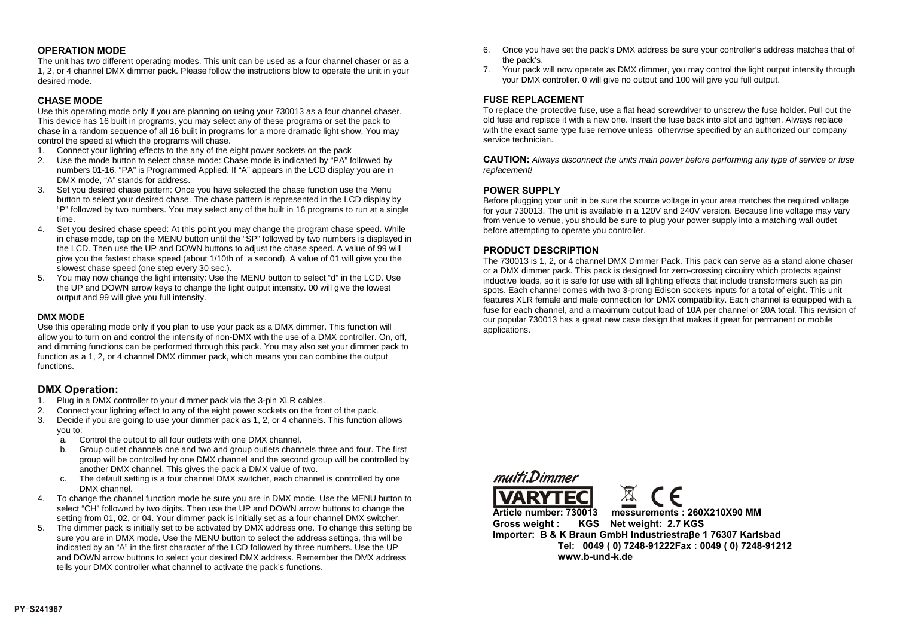## OPERATION MODE

The unit has two different operating modes. This unit can be used as a four channel chaser or as a 1, 2, or 4 channel DMX dimmer pack. Please follow the instructions blow to operate the unit in your desired mode.

## CHASE MODE

Use this operating mode only if you are planning on using your 730013 as a four channel chaser. This device has 16 built in programs, you may select any of these programs or set the pack to chase in a random sequence of all 16 built in programs for a more dramatic light show. You may control the speed at which the programs will chase.

1. Connect your lighting effects to the any of the eight power sockets on the pack
2. Use the mode button to select chase mode: Chase mode is indicated by "PA" followed by numbers 01-16. "PA" is Programmed Applied. If "A" appears in the LCD display you are in DMX mode, "A" stands for address.
3. Set you desired chase pattern: Once you have selected the chase function use the Menu button to select your desired chase. The chase pattern is represented in the LCD display by "P" followed by two numbers. You may select any of the built in 16 programs to run at a single time.
4. Set you desired chase speed: At this point you may change the program chase speed. While in chase mode, tap on the MENU button until the "SP" followed by two numbers is displayed in the LCD. Then use the UP and DOWN buttons to adjust the chase speed. A value of 99 will give you the fastest chase speed (about 1/10th of a second). A value of 01 will give you the slowest chase speed (one step every 30 sec.).
5. You may now change the light intensity: Use the MENU button to select "d" in the LCD. Use the UP and DOWN arrow keys to change the light output intensity. 00 will give the lowest output and 99 will give you full intensity.

### DMX MODE

Use this operating mode only if you plan to use your pack as a DMX dimmer. This function will allow you to turn on and control the intensity of non-DMX with the use of a DMX controller. On, off, and dimming functions can be performed through this pack. You may also set your dimmer pack to function as a 1, 2, or 4 channel DMX dimmer pack, which means you can combine the output functions.

## DMX Operation:

1. Plug in a DMX controller to your dimmer pack via the 3-pin XLR cables.
2. Connect your lighting effect to any of the eight power sockets on the front of the pack.
3. Decide if you are going to use your dimmer pack as 1, 2, or 4 channels. This function allows you to:
   a. Control the output to all four outlets with one DMX channel.
   b. Group outlet channels one and two and group outlets channels three and four. The first group will be controlled by one DMX channel and the second group will be controlled by another DMX channel. This gives the pack a DMX value of two.
   c. The default setting is a four channel DMX switcher, each channel is controlled by one DMX channel.
4. To change the channel function mode be sure you are in DMX mode. Use the MENU button to select "CH" followed by two digits. Then use the UP and DOWN arrow buttons to change the setting from 01, 02, or 04. Your dimmer pack is initially set as a four channel DMX switcher.
5. The dimmer pack is initially set to be activated by DMX address one. To change this setting be sure you are in DMX mode. Use the MENU button to select the address settings, this will be indicated by an "A" in the first character of the LCD followed by three numbers. Use the UP and DOWN arrow buttons to select your desired DMX address. Remember the DMX address tells your DMX controller what channel to activate the pack's functions.
6. Once you have set the pack's DMX address be sure your controller's address matches that of the pack's.
7. Your pack will now operate as DMX dimmer, you may control the light output intensity through your DMX controller. 0 will give no output and 100 will give you full output.

## FUSE REPLACEMENT

To replace the protective fuse, use a flat head screwdriver to unscrew the fuse holder. Pull out the old fuse and replace it with a new one. Insert the fuse back into slot and tighten. Always replace with the exact same type fuse remove unless otherwise specified by an authorized our company service technician.

**CAUTION:** *Always disconnect the units main power before performing any type of service or fuse replacement!*

## POWER SUPPLY

Before plugging your unit in be sure the source voltage in your area matches the required voltage for your 730013. The unit is available in a 120V and 240V version. Because line voltage may vary from venue to venue, you should be sure to plug your power supply into a matching wall outlet before attempting to operate you controller.

## PRODUCT DESCRIPTION

The 730013 is 1, 2, or 4 channel DMX Dimmer Pack. This pack can serve as a stand alone chaser or a DMX dimmer pack. This pack is designed for zero-crossing circuitry which protects against inductive loads, so it is safe for use with all lighting effects that include transformers such as pin spots. Each channel comes with two 3-prong Edison sockets inputs for a total of eight. This unit features XLR female and male connection for DMX compatibility. Each channel is equipped with a fuse for each channel, and a maximum output load of 10A per channel or 20A total. This revision of our popular 730013 has a great new case design that makes it great for permanent or mobile applications.

multi.Dimmer

VARYTEC

**Article number: 730013 messurements : 260X210X90 MM**
**Gross weight : KGS Net weight: 2.7 KGS**
**Importer: B & K Braun GmbH Industriestraβe 1 76307 Karlsbad**
**Tel: 0049 ( 0) 7248-91222Fax : 0049 ( 0) 7248-91212**
**www.b-und-k.de**

PY-S241967